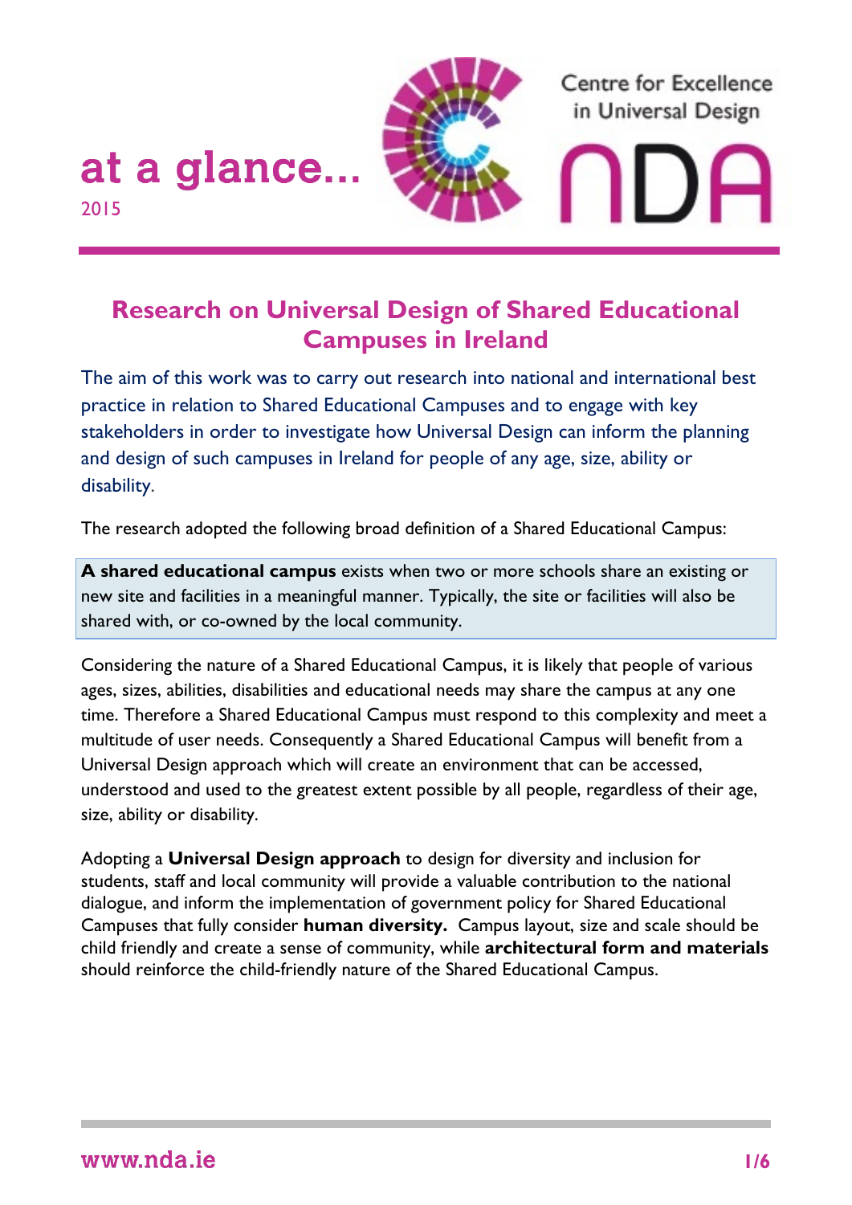at a glance...
2015

Centre for Excellence in Universal Design

NDA

# Research on Universal Design of Shared Educational Campuses in Ireland

The aim of this work was to carry out research into national and international best practice in relation to Shared Educational Campuses and to engage with key stakeholders in order to investigate how Universal Design can inform the planning and design of such campuses in Ireland for people of any age, size, ability or disability.

The research adopted the following broad definition of a Shared Educational Campus:

**A shared educational campus** exists when two or more schools share an existing or new site and facilities in a meaningful manner. Typically, the site or facilities will also be shared with, or co-owned by the local community.

Considering the nature of a Shared Educational Campus, it is likely that people of various ages, sizes, abilities, disabilities and educational needs may share the campus at any one time. Therefore a Shared Educational Campus must respond to this complexity and meet a multitude of user needs. Consequently a Shared Educational Campus will benefit from a Universal Design approach which will create an environment that can be accessed, understood and used to the greatest extent possible by all people, regardless of their age, size, ability or disability.

Adopting a **Universal Design approach** to design for diversity and inclusion for students, staff and local community will provide a valuable contribution to the national dialogue, and inform the implementation of government policy for Shared Educational Campuses that fully consider **human diversity.** Campus layout, size and scale should be child friendly and create a sense of community, while **architectural form and materials** should reinforce the child-friendly nature of the Shared Educational Campus.

www.nda.ie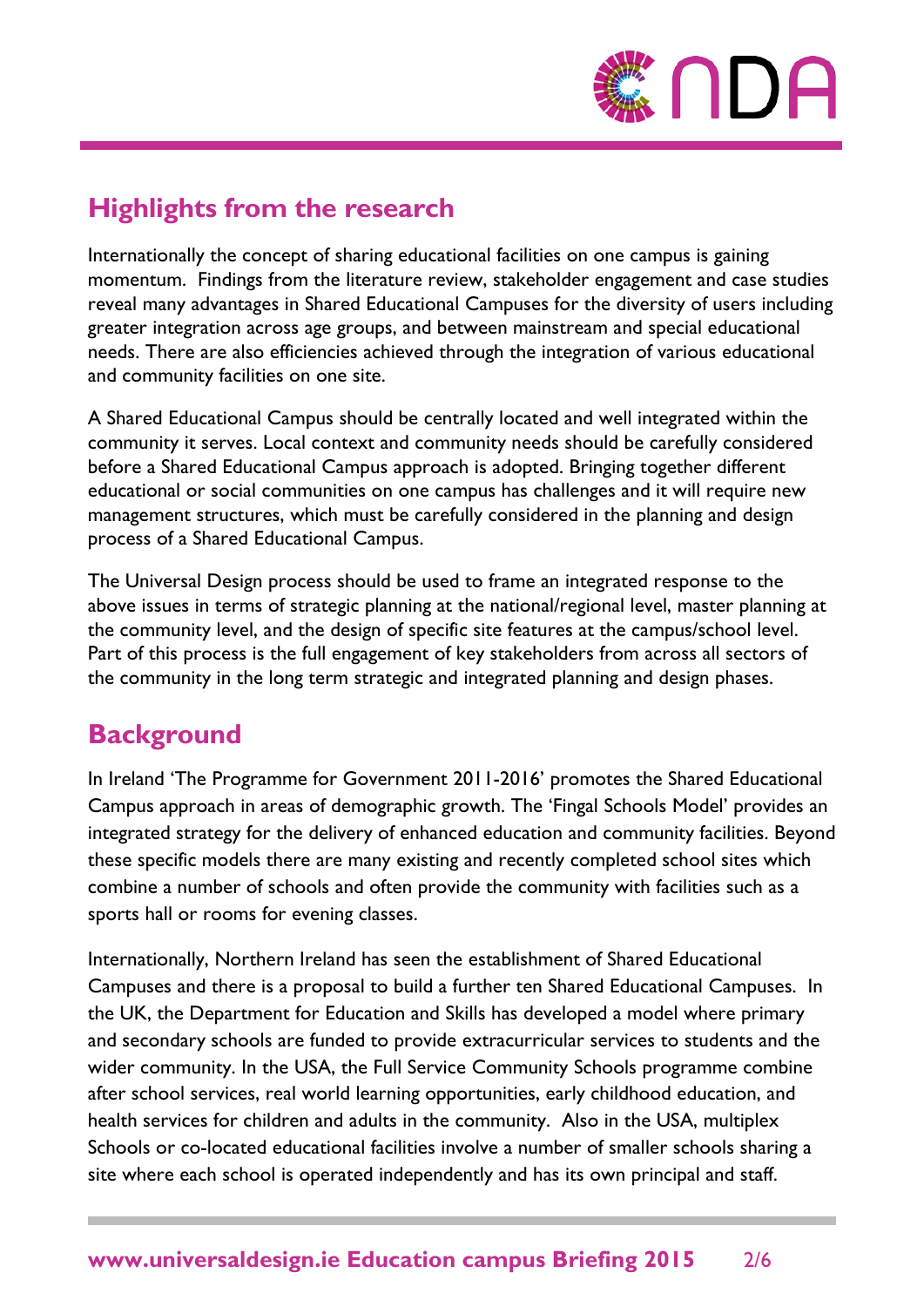## Highlights from the research

Internationally the concept of sharing educational facilities on one campus is gaining momentum. Findings from the literature review, stakeholder engagement and case studies reveal many advantages in Shared Educational Campuses for the diversity of users including greater integration across age groups, and between mainstream and special educational needs. There are also efficiencies achieved through the integration of various educational and community facilities on one site.

A Shared Educational Campus should be centrally located and well integrated within the community it serves. Local context and community needs should be carefully considered before a Shared Educational Campus approach is adopted. Bringing together different educational or social communities on one campus has challenges and it will require new management structures, which must be carefully considered in the planning and design process of a Shared Educational Campus.

The Universal Design process should be used to frame an integrated response to the above issues in terms of strategic planning at the national/regional level, master planning at the community level, and the design of specific site features at the campus/school level. Part of this process is the full engagement of key stakeholders from across all sectors of the community in the long term strategic and integrated planning and design phases.

## Background

In Ireland 'The Programme for Government 2011-2016' promotes the Shared Educational Campus approach in areas of demographic growth. The 'Fingal Schools Model' provides an integrated strategy for the delivery of enhanced education and community facilities. Beyond these specific models there are many existing and recently completed school sites which combine a number of schools and often provide the community with facilities such as a sports hall or rooms for evening classes.

Internationally, Northern Ireland has seen the establishment of Shared Educational Campuses and there is a proposal to build a further ten Shared Educational Campuses. In the UK, the Department for Education and Skills has developed a model where primary and secondary schools are funded to provide extracurricular services to students and the wider community. In the USA, the Full Service Community Schools programme combine after school services, real world learning opportunities, early childhood education, and health services for children and adults in the community. Also in the USA, multiplex Schools or co-located educational facilities involve a number of smaller schools sharing a site where each school is operated independently and has its own principal and staff.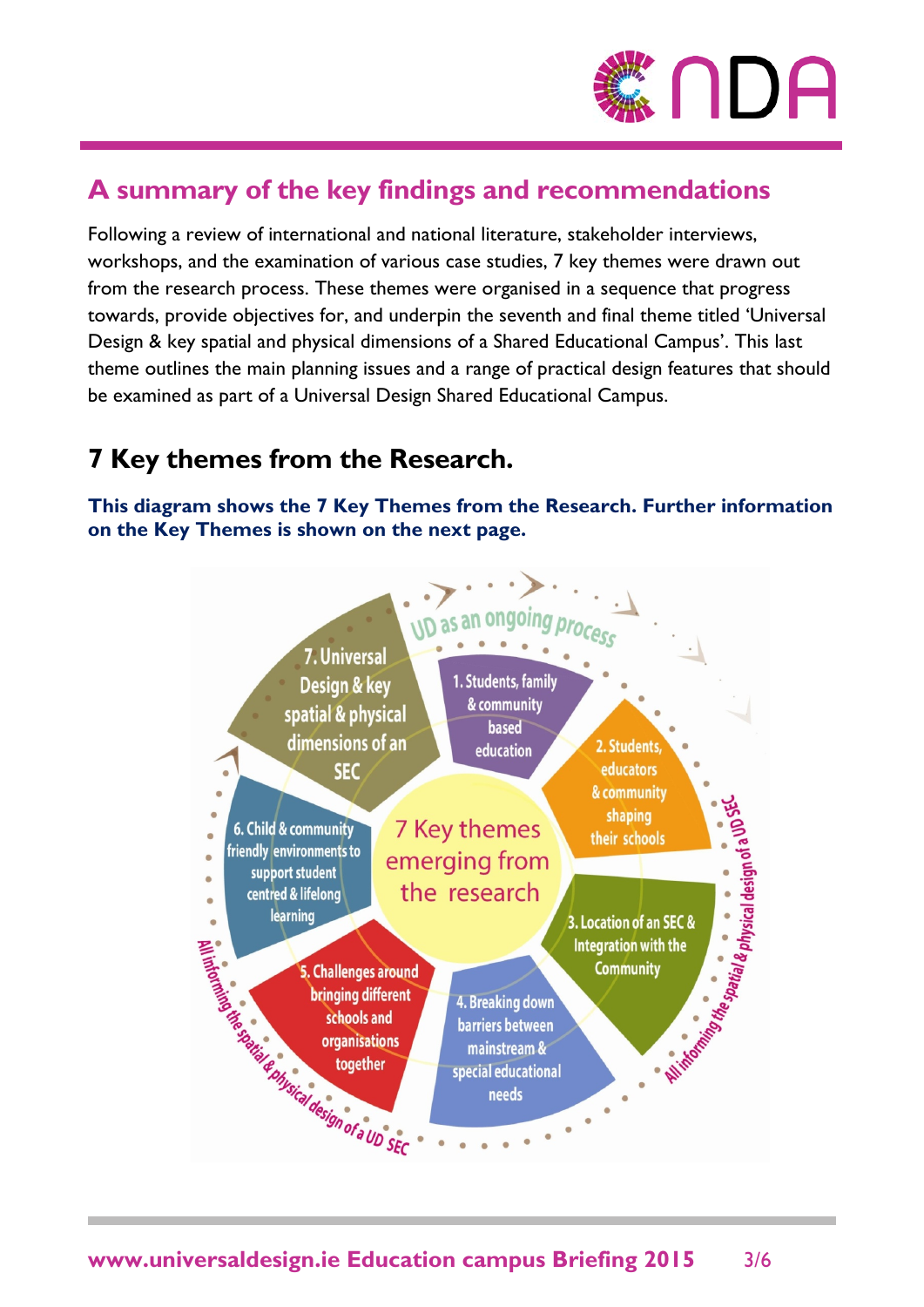## A summary of the key findings and recommendations

Following a review of international and national literature, stakeholder interviews, workshops, and the examination of various case studies, 7 key themes were drawn out from the research process. These themes were organised in a sequence that progress towards, provide objectives for, and underpin the seventh and final theme titled 'Universal Design & key spatial and physical dimensions of a Shared Educational Campus'. This last theme outlines the main planning issues and a range of practical design features that should be examined as part of a Universal Design Shared Educational Campus.

## 7 Key themes from the Research.

**This diagram shows the 7 Key Themes from the Research. Further information on the Key Themes is shown on the next page.**

UD as an ongoing process

7 Key themes emerging from the research

1. Students, family & community based education
2. Students, educators & community shaping their schools
3. Location of an SEC & Integration with the Community
4. Breaking down barriers between mainstream & special educational needs
5. Challenges around bringing different schools and organisations together
6. Child & community friendly environments to support student centred & lifelong learning
7. Universal Design & key spatial & physical dimensions of an SEC

All informing the spatial & physical design of a UD SEC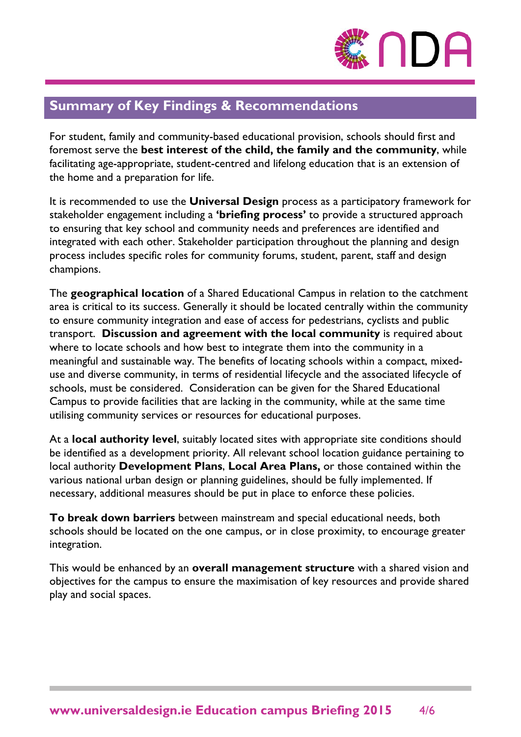## Summary of Key Findings & Recommendations

For student, family and community-based educational provision, schools should first and foremost serve the **best interest of the child, the family and the community**, while facilitating age-appropriate, student-centred and lifelong education that is an extension of the home and a preparation for life.

It is recommended to use the **Universal Design** process as a participatory framework for stakeholder engagement including a **'briefing process'** to provide a structured approach to ensuring that key school and community needs and preferences are identified and integrated with each other. Stakeholder participation throughout the planning and design process includes specific roles for community forums, student, parent, staff and design champions.

The **geographical location** of a Shared Educational Campus in relation to the catchment area is critical to its success. Generally it should be located centrally within the community to ensure community integration and ease of access for pedestrians, cyclists and public transport. **Discussion and agreement with the local community** is required about where to locate schools and how best to integrate them into the community in a meaningful and sustainable way. The benefits of locating schools within a compact, mixed-use and diverse community, in terms of residential lifecycle and the associated lifecycle of schools, must be considered. Consideration can be given for the Shared Educational Campus to provide facilities that are lacking in the community, while at the same time utilising community services or resources for educational purposes.

At a **local authority level**, suitably located sites with appropriate site conditions should be identified as a development priority. All relevant school location guidance pertaining to local authority **Development Plans**, **Local Area Plans,** or those contained within the various national urban design or planning guidelines, should be fully implemented. If necessary, additional measures should be put in place to enforce these policies.

**To break down barriers** between mainstream and special educational needs, both schools should be located on the one campus, or in close proximity, to encourage greater integration.

This would be enhanced by an **overall management structure** with a shared vision and objectives for the campus to ensure the maximisation of key resources and provide shared play and social spaces.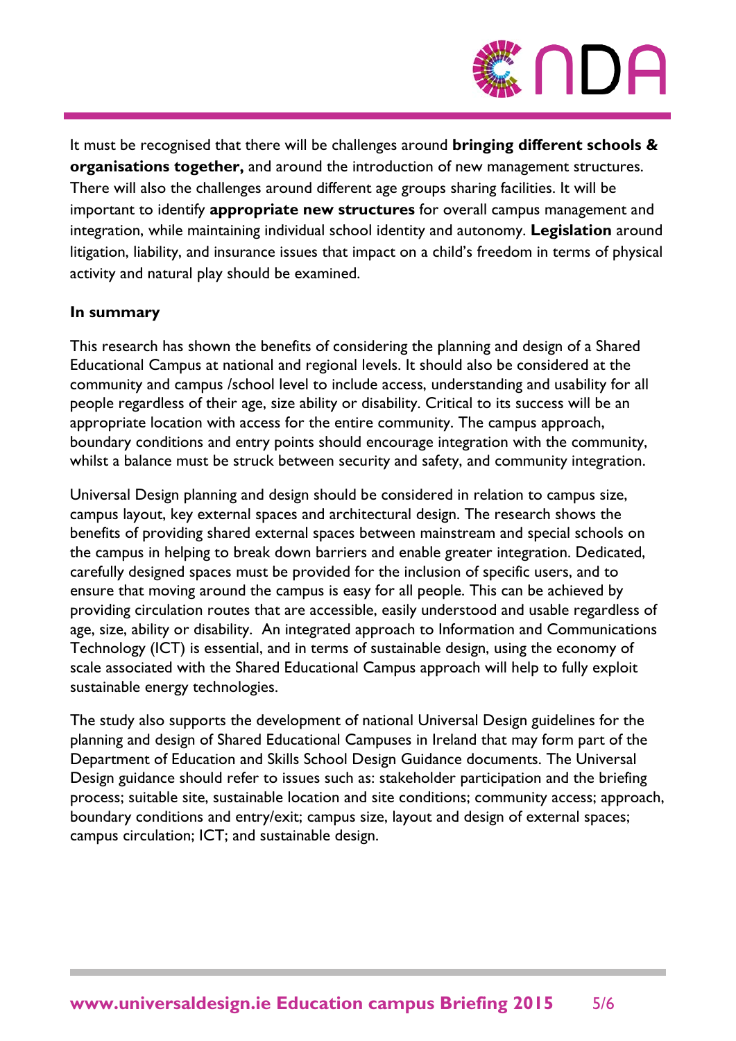It must be recognised that there will be challenges around **bringing different schools & organisations together,** and around the introduction of new management structures. There will also the challenges around different age groups sharing facilities. It will be important to identify **appropriate new structures** for overall campus management and integration, while maintaining individual school identity and autonomy. **Legislation** around litigation, liability, and insurance issues that impact on a child's freedom in terms of physical activity and natural play should be examined.

**In summary**

This research has shown the benefits of considering the planning and design of a Shared Educational Campus at national and regional levels. It should also be considered at the community and campus /school level to include access, understanding and usability for all people regardless of their age, size ability or disability. Critical to its success will be an appropriate location with access for the entire community. The campus approach, boundary conditions and entry points should encourage integration with the community, whilst a balance must be struck between security and safety, and community integration.

Universal Design planning and design should be considered in relation to campus size, campus layout, key external spaces and architectural design. The research shows the benefits of providing shared external spaces between mainstream and special schools on the campus in helping to break down barriers and enable greater integration. Dedicated, carefully designed spaces must be provided for the inclusion of specific users, and to ensure that moving around the campus is easy for all people. This can be achieved by providing circulation routes that are accessible, easily understood and usable regardless of age, size, ability or disability. An integrated approach to Information and Communications Technology (ICT) is essential, and in terms of sustainable design, using the economy of scale associated with the Shared Educational Campus approach will help to fully exploit sustainable energy technologies.

The study also supports the development of national Universal Design guidelines for the planning and design of Shared Educational Campuses in Ireland that may form part of the Department of Education and Skills School Design Guidance documents. The Universal Design guidance should refer to issues such as: stakeholder participation and the briefing process; suitable site, sustainable location and site conditions; community access; approach, boundary conditions and entry/exit; campus size, layout and design of external spaces; campus circulation; ICT; and sustainable design.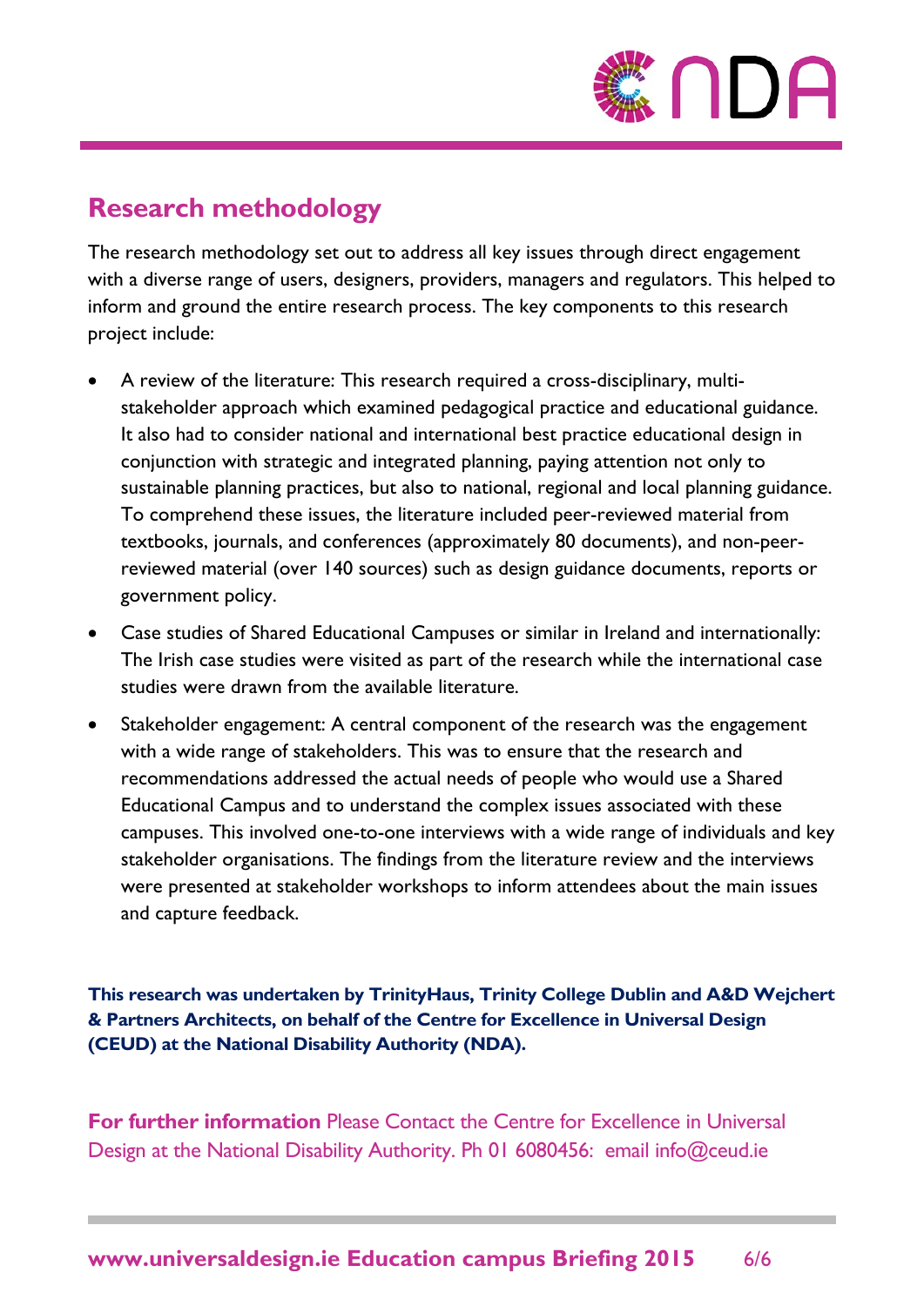## Research methodology

The research methodology set out to address all key issues through direct engagement with a diverse range of users, designers, providers, managers and regulators. This helped to inform and ground the entire research process. The key components to this research project include:

- A review of the literature: This research required a cross-disciplinary, multi-stakeholder approach which examined pedagogical practice and educational guidance. It also had to consider national and international best practice educational design in conjunction with strategic and integrated planning, paying attention not only to sustainable planning practices, but also to national, regional and local planning guidance. To comprehend these issues, the literature included peer-reviewed material from textbooks, journals, and conferences (approximately 80 documents), and non-peer-reviewed material (over 140 sources) such as design guidance documents, reports or government policy.
- Case studies of Shared Educational Campuses or similar in Ireland and internationally: The Irish case studies were visited as part of the research while the international case studies were drawn from the available literature.
- Stakeholder engagement: A central component of the research was the engagement with a wide range of stakeholders. This was to ensure that the research and recommendations addressed the actual needs of people who would use a Shared Educational Campus and to understand the complex issues associated with these campuses. This involved one-to-one interviews with a wide range of individuals and key stakeholder organisations. The findings from the literature review and the interviews were presented at stakeholder workshops to inform attendees about the main issues and capture feedback.

**This research was undertaken by TrinityHaus, Trinity College Dublin and A&D Wejchert & Partners Architects, on behalf of the Centre for Excellence in Universal Design (CEUD) at the National Disability Authority (NDA).**

**For further information** Please Contact the Centre for Excellence in Universal Design at the National Disability Authority. Ph 01 6080456: email info@ceud.ie